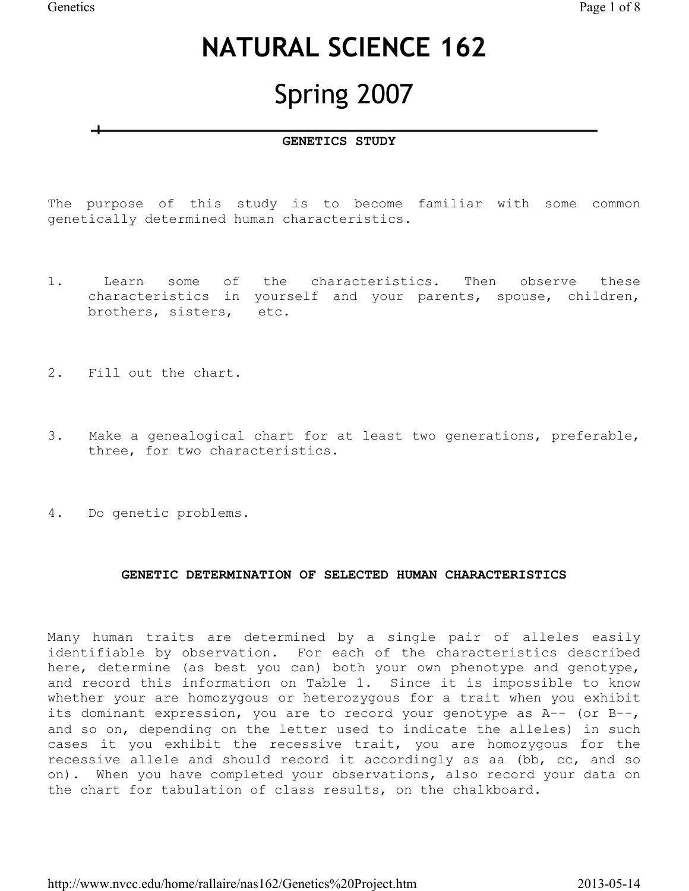# NATURAL SCIENCE 162

# Spring 2007

**GENETICS STUDY**

The purpose of this study is to become familiar with some common genetically determined human characteristics.

1. Learn some of the characteristics. Then observe these characteristics in yourself and your parents, spouse, children, brothers, sisters, etc.

2. Fill out the chart.

3. Make a genealogical chart for at least two generations, preferable, three, for two characteristics.

4. Do genetic problems.

**GENETIC DETERMINATION OF SELECTED HUMAN CHARACTERISTICS**

Many human traits are determined by a single pair of alleles easily identifiable by observation. For each of the characteristics described here, determine (as best you can) both your own phenotype and genotype, and record this information on Table 1. Since it is impossible to know whether your are homozygous or heterozygous for a trait when you exhibit its dominant expression, you are to record your genotype as A-- (or B--, and so on, depending on the letter used to indicate the alleles) in such cases it you exhibit the recessive trait, you are homozygous for the recessive allele and should record it accordingly as aa (bb, cc, and so on). When you have completed your observations, also record your data on the chart for tabulation of class results, on the chalkboard.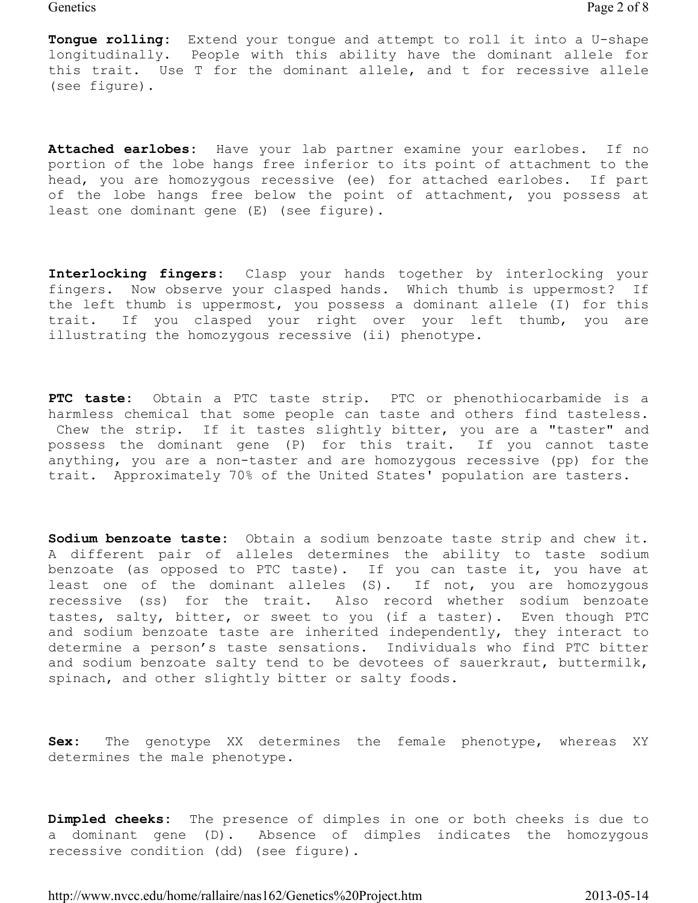**Tongue rolling**: Extend your tongue and attempt to roll it into a U-shape longitudinally. People with this ability have the dominant allele for this trait. Use T for the dominant allele, and t for recessive allele (see figure).

**Attached earlobes**: Have your lab partner examine your earlobes. If no portion of the lobe hangs free inferior to its point of attachment to the head, you are homozygous recessive (ee) for attached earlobes. If part of the lobe hangs free below the point of attachment, you possess at least one dominant gene (E) (see figure).

**Interlocking fingers**: Clasp your hands together by interlocking your fingers. Now observe your clasped hands. Which thumb is uppermost? If the left thumb is uppermost, you possess a dominant allele (I) for this trait. If you clasped your right over your left thumb, you are illustrating the homozygous recessive (ii) phenotype.

**PTC taste**: Obtain a PTC taste strip. PTC or phenothiocarbamide is a harmless chemical that some people can taste and others find tasteless. Chew the strip. If it tastes slightly bitter, you are a "taster" and possess the dominant gene (P) for this trait. If you cannot taste anything, you are a non-taster and are homozygous recessive (pp) for the trait. Approximately 70% of the United States' population are tasters.

**Sodium benzoate taste**: Obtain a sodium benzoate taste strip and chew it. A different pair of alleles determines the ability to taste sodium benzoate (as opposed to PTC taste). If you can taste it, you have at least one of the dominant alleles (S). If not, you are homozygous recessive (ss) for the trait. Also record whether sodium benzoate tastes, salty, bitter, or sweet to you (if a taster). Even though PTC and sodium benzoate taste are inherited independently, they interact to determine a person's taste sensations. Individuals who find PTC bitter and sodium benzoate salty tend to be devotees of sauerkraut, buttermilk, spinach, and other slightly bitter or salty foods.

**Sex**: The genotype XX determines the female phenotype, whereas XY determines the male phenotype.

**Dimpled cheeks**: The presence of dimples in one or both cheeks is due to a dominant gene (D). Absence of dimples indicates the homozygous recessive condition (dd) (see figure).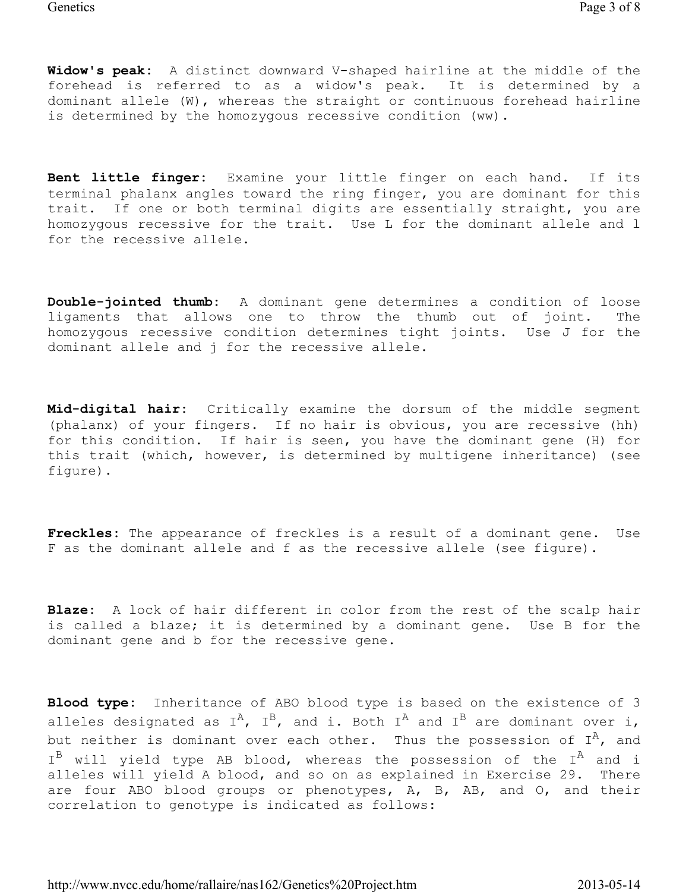**Widow's peak:** A distinct downward V-shaped hairline at the middle of the forehead is referred to as a widow's peak. It is determined by a dominant allele (W), whereas the straight or continuous forehead hairline is determined by the homozygous recessive condition (ww).

**Bent little finger:** Examine your little finger on each hand. If its terminal phalanx angles toward the ring finger, you are dominant for this trait. If one or both terminal digits are essentially straight, you are homozygous recessive for the trait. Use L for the dominant allele and l for the recessive allele.

**Double-jointed thumb:** A dominant gene determines a condition of loose ligaments that allows one to throw the thumb out of joint. The homozygous recessive condition determines tight joints. Use J for the dominant allele and j for the recessive allele.

**Mid-digital hair:** Critically examine the dorsum of the middle segment (phalanx) of your fingers. If no hair is obvious, you are recessive (hh) for this condition. If hair is seen, you have the dominant gene (H) for this trait (which, however, is determined by multigene inheritance) (see figure).

**Freckles:** The appearance of freckles is a result of a dominant gene. Use F as the dominant allele and f as the recessive allele (see figure).

**Blaze:** A lock of hair different in color from the rest of the scalp hair is called a blaze; it is determined by a dominant gene. Use B for the dominant gene and b for the recessive gene.

**Blood type:** Inheritance of ABO blood type is based on the existence of 3 alleles designated as $I^A$, $I^B$, and i. Both $I^A$ and $I^B$ are dominant over i, but neither is dominant over each other. Thus the possession of $I^A$, and $I^B$ will yield type AB blood, whereas the possession of the $I^A$ and i alleles will yield A blood, and so on as explained in Exercise 29. There are four ABO blood groups or phenotypes, A, B, AB, and O, and their correlation to genotype is indicated as follows: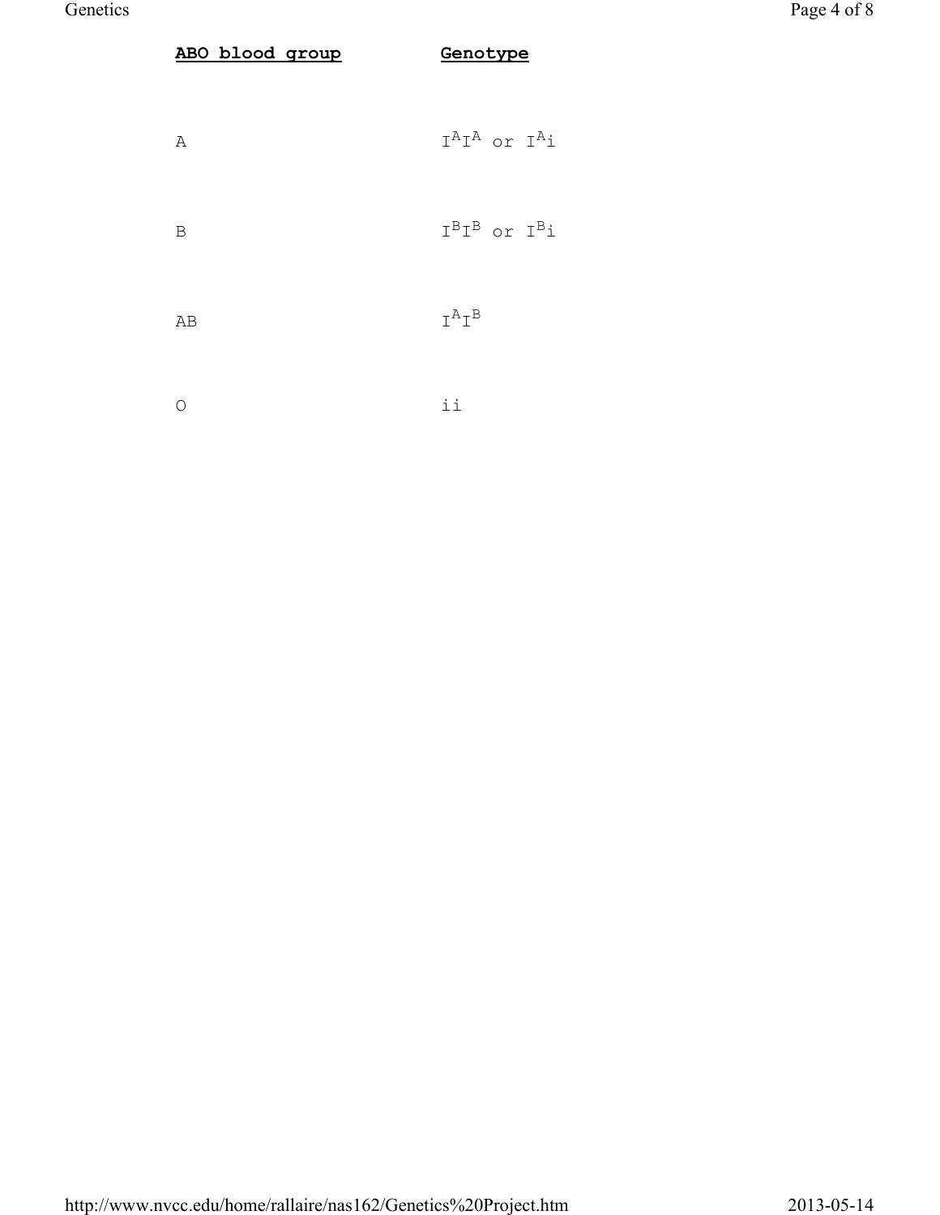| ABO blood group | Genotype |
| --- | --- |
| A | $I^AI^A$ or $I^Ai$ |
| B | $I^BI^B$ or $I^Bi$ |
| AB | $I^AI^B$ |
| O | ii |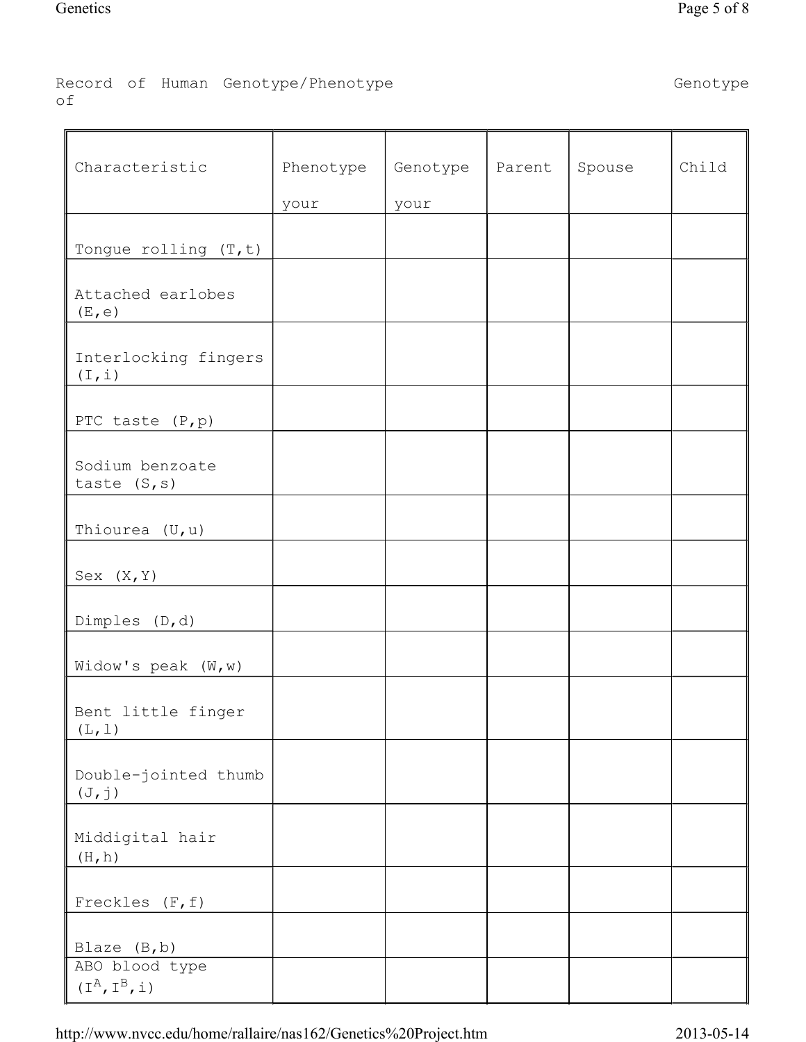Record of Human Genotype/Phenotype Genotype of

| Characteristic | Phenotype your | Genotype your | Parent | Spouse | Child |
|---|---|---|---|---|---|
| Tongue rolling (T,t) | | | | | |
| Attached earlobes (E,e) | | | | | |
| Interlocking fingers (I,i) | | | | | |
| PTC taste (P,p) | | | | | |
| Sodium benzoate taste (S,s) | | | | | |
| Thiourea (U,u) | | | | | |
| Sex (X,Y) | | | | | |
| Dimples (D,d) | | | | | |
| Widow's peak (W,w) | | | | | |
| Bent little finger (L,l) | | | | | |
| Double-jointed thumb (J,j) | | | | | |
| Middigital hair (H,h) | | | | | |
| Freckles (F,f) | | | | | |
| Blaze (B,b) | | | | | |
| ABO blood type ($I^A$, $I^B$, i) | | | | | |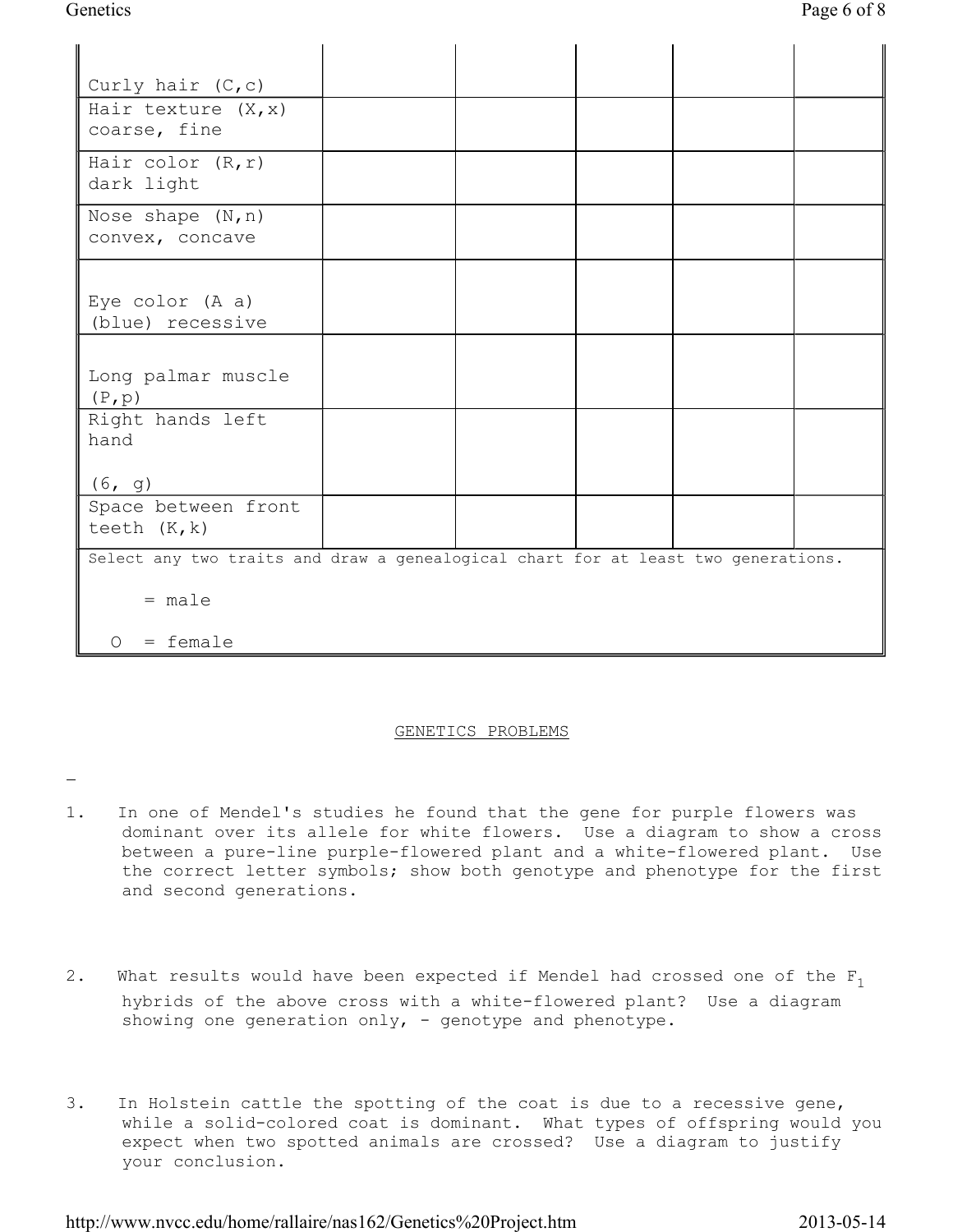| | | | | | |
|---|---|---|---|---|---|
| Curly hair (C,c) | | | | | |
| Hair texture (X,x) coarse, fine | | | | | |
| Hair color (R,r) dark light | | | | | |
| Nose shape (N,n) convex, concave | | | | | |
| Eye color (A a) (blue) recessive | | | | | |
| Long palmar muscle (P,p) | | | | | |
| Right hands left hand (6, g) | | | | | |
| Space between front teeth (K,k) | | | | | |
| Select any two traits and draw a genealogical chart for at least two generations. = male O = female | | | | | |

## GENETICS PROBLEMS

1. In one of Mendel's studies he found that the gene for purple flowers was dominant over its allele for white flowers. Use a diagram to show a cross between a pure-line purple-flowered plant and a white-flowered plant. Use the correct letter symbols; show both genotype and phenotype for the first and second generations.

2. What results would have been expected if Mendel had crossed one of the $F_1$ hybrids of the above cross with a white-flowered plant? Use a diagram showing one generation only, - genotype and phenotype.

3. In Holstein cattle the spotting of the coat is due to a recessive gene, while a solid-colored coat is dominant. What types of offspring would you expect when two spotted animals are crossed? Use a diagram to justify your conclusion.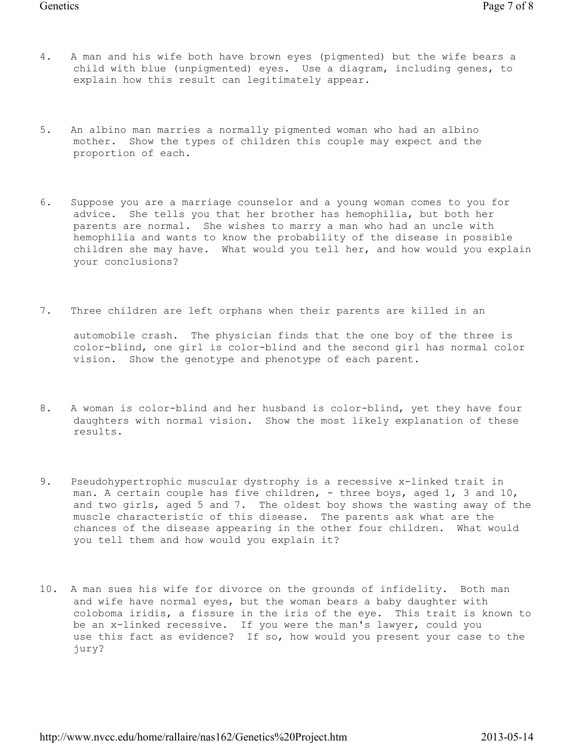4. A man and his wife both have brown eyes (pigmented) but the wife bears a child with blue (unpigmented) eyes. Use a diagram, including genes, to explain how this result can legitimately appear.

5. An albino man marries a normally pigmented woman who had an albino mother. Show the types of children this couple may expect and the proportion of each.

6. Suppose you are a marriage counselor and a young woman comes to you for advice. She tells you that her brother has hemophilia, but both her parents are normal. She wishes to marry a man who had an uncle with hemophilia and wants to know the probability of the disease in possible children she may have. What would you tell her, and how would you explain your conclusions?

7. Three children are left orphans when their parents are killed in an automobile crash. The physician finds that the one boy of the three is color-blind, one girl is color-blind and the second girl has normal color vision. Show the genotype and phenotype of each parent.

8. A woman is color-blind and her husband is color-blind, yet they have four daughters with normal vision. Show the most likely explanation of these results.

9. Pseudohypertrophic muscular dystrophy is a recessive x-linked trait in man. A certain couple has five children, - three boys, aged 1, 3 and 10, and two girls, aged 5 and 7. The oldest boy shows the wasting away of the muscle characteristic of this disease. The parents ask what are the chances of the disease appearing in the other four children. What would you tell them and how would you explain it?

10. A man sues his wife for divorce on the grounds of infidelity. Both man and wife have normal eyes, but the woman bears a baby daughter with coloboma iridis, a fissure in the iris of the eye. This trait is known to be an x-linked recessive. If you were the man's lawyer, could you use this fact as evidence? If so, how would you present your case to the jury?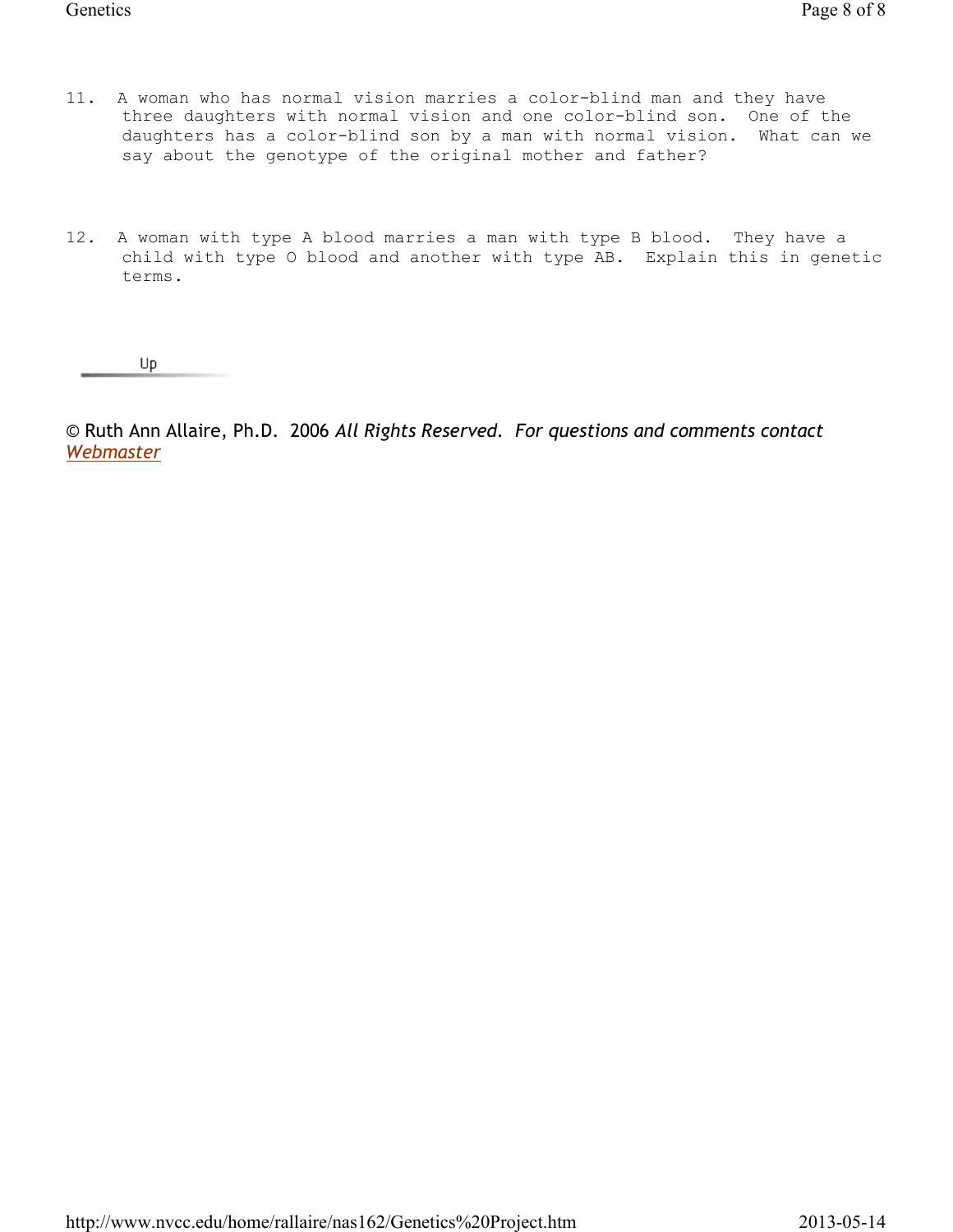11. A woman who has normal vision marries a color-blind man and they have three daughters with normal vision and one color-blind son. One of the daughters has a color-blind son by a man with normal vision. What can we say about the genotype of the original mother and father?

12. A woman with type A blood marries a man with type B blood. They have a child with type O blood and another with type AB. Explain this in genetic terms.

Up

© Ruth Ann Allaire, Ph.D. 2006 *All Rights Reserved. For questions and comments contact* *Webmaster*